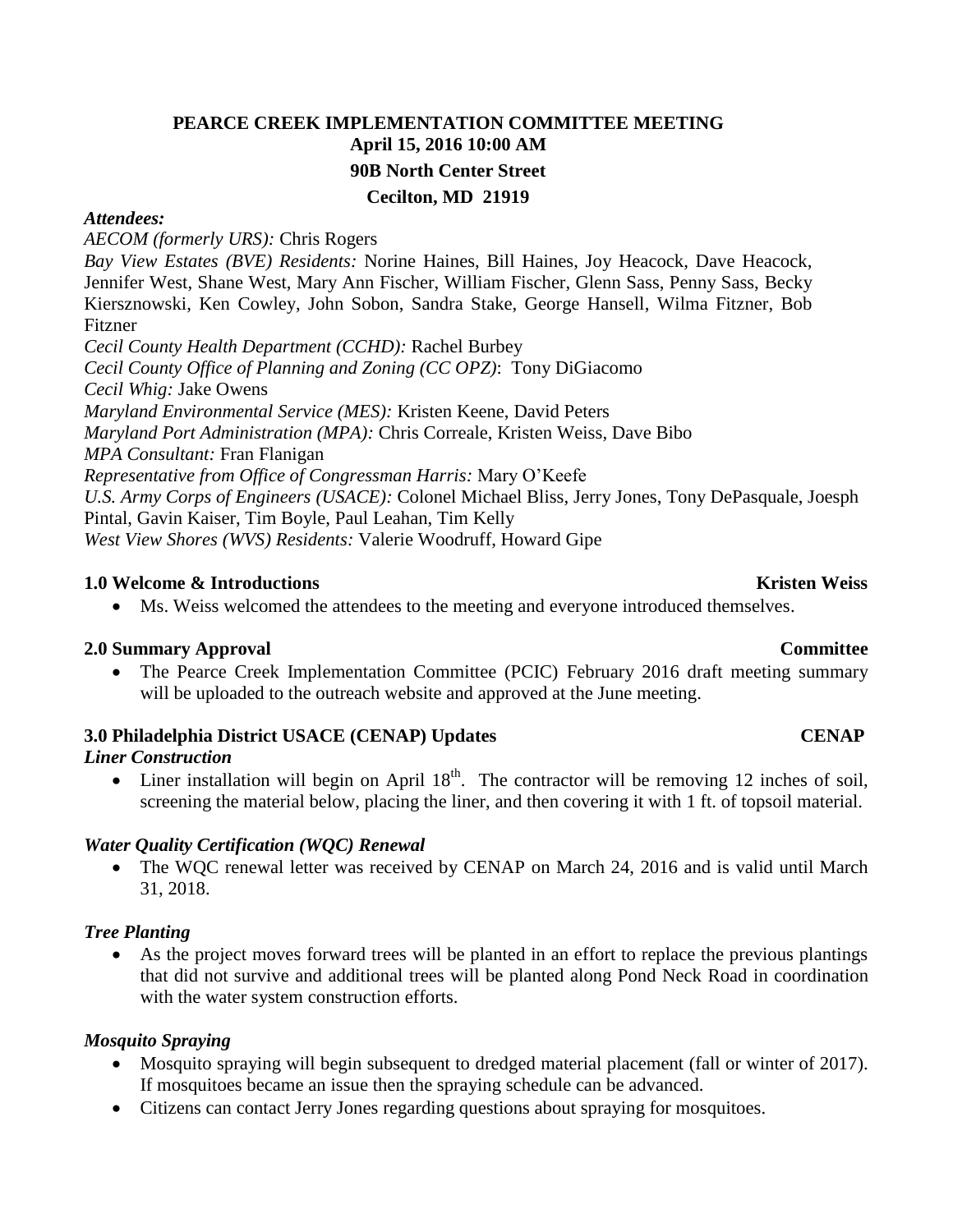# PEARCE CREEK IMPLEMENTATION COMMITTEE MEETING

**April 15, 2016 10:00 AM**

**90B North Center Street**

**Cecilton, MD 21919**

***Attendees:***

*AECOM (formerly URS):* Chris Rogers

*Bay View Estates (BVE) Residents:* Norine Haines, Bill Haines, Joy Heacock, Dave Heacock, Jennifer West, Shane West, Mary Ann Fischer, William Fischer, Glenn Sass, Penny Sass, Becky Kiersznowski, Ken Cowley, John Sobon, Sandra Stake, George Hansell, Wilma Fitzner, Bob Fitzner

*Cecil County Health Department (CCHD):* Rachel Burbey

*Cecil County Office of Planning and Zoning (CC OPZ)*: Tony DiGiacomo

*Cecil Whig:* Jake Owens

*Maryland Environmental Service (MES):* Kristen Keene, David Peters

*Maryland Port Administration (MPA):* Chris Correale, Kristen Weiss, Dave Bibo

*MPA Consultant:* Fran Flanigan

*Representative from Office of Congressman Harris:* Mary O'Keefe

*U.S. Army Corps of Engineers (USACE):* Colonel Michael Bliss, Jerry Jones, Tony DePasquale, Joesph Pintal, Gavin Kaiser, Tim Boyle, Paul Leahan, Tim Kelly

*West View Shores (WVS) Residents:* Valerie Woodruff, Howard Gipe

## 1.0 Welcome & Introductions — Kristen Weiss

- Ms. Weiss welcomed the attendees to the meeting and everyone introduced themselves.

## 2.0 Summary Approval — Committee

- The Pearce Creek Implementation Committee (PCIC) February 2016 draft meeting summary will be uploaded to the outreach website and approved at the June meeting.

## 3.0 Philadelphia District USACE (CENAP) Updates — CENAP

***Liner Construction***

- Liner installation will begin on April 18th. The contractor will be removing 12 inches of soil, screening the material below, placing the liner, and then covering it with 1 ft. of topsoil material.

***Water Quality Certification (WQC) Renewal***

- The WQC renewal letter was received by CENAP on March 24, 2016 and is valid until March 31, 2018.

***Tree Planting***

- As the project moves forward trees will be planted in an effort to replace the previous plantings that did not survive and additional trees will be planted along Pond Neck Road in coordination with the water system construction efforts.

***Mosquito Spraying***

- Mosquito spraying will begin subsequent to dredged material placement (fall or winter of 2017). If mosquitoes became an issue then the spraying schedule can be advanced.
- Citizens can contact Jerry Jones regarding questions about spraying for mosquitoes.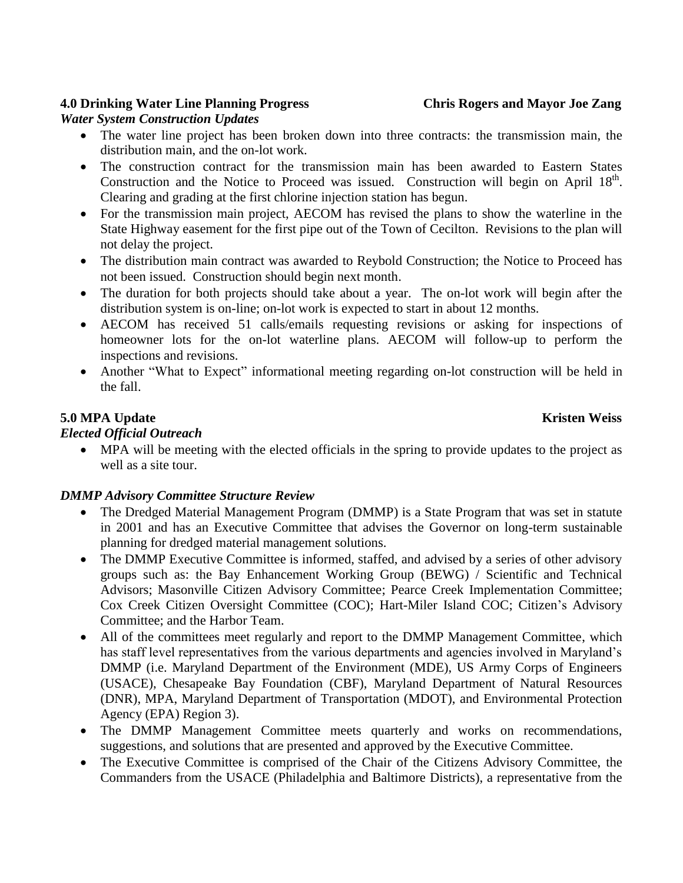**4.0 Drinking Water Line Planning Progress** **Chris Rogers and Mayor Joe Zang**

***Water System Construction Updates***

- The water line project has been broken down into three contracts: the transmission main, the distribution main, and the on-lot work.
- The construction contract for the transmission main has been awarded to Eastern States Construction and the Notice to Proceed was issued. Construction will begin on April 18th. Clearing and grading at the first chlorine injection station has begun.
- For the transmission main project, AECOM has revised the plans to show the waterline in the State Highway easement for the first pipe out of the Town of Cecilton. Revisions to the plan will not delay the project.
- The distribution main contract was awarded to Reybold Construction; the Notice to Proceed has not been issued. Construction should begin next month.
- The duration for both projects should take about a year. The on-lot work will begin after the distribution system is on-line; on-lot work is expected to start in about 12 months.
- AECOM has received 51 calls/emails requesting revisions or asking for inspections of homeowner lots for the on-lot waterline plans. AECOM will follow-up to perform the inspections and revisions.
- Another "What to Expect" informational meeting regarding on-lot construction will be held in the fall.

**5.0 MPA Update** **Kristen Weiss**

***Elected Official Outreach***

- MPA will be meeting with the elected officials in the spring to provide updates to the project as well as a site tour.

***DMMP Advisory Committee Structure Review***

- The Dredged Material Management Program (DMMP) is a State Program that was set in statute in 2001 and has an Executive Committee that advises the Governor on long-term sustainable planning for dredged material management solutions.
- The DMMP Executive Committee is informed, staffed, and advised by a series of other advisory groups such as: the Bay Enhancement Working Group (BEWG) / Scientific and Technical Advisors; Masonville Citizen Advisory Committee; Pearce Creek Implementation Committee; Cox Creek Citizen Oversight Committee (COC); Hart-Miler Island COC; Citizen's Advisory Committee; and the Harbor Team.
- All of the committees meet regularly and report to the DMMP Management Committee, which has staff level representatives from the various departments and agencies involved in Maryland's DMMP (i.e. Maryland Department of the Environment (MDE), US Army Corps of Engineers (USACE), Chesapeake Bay Foundation (CBF), Maryland Department of Natural Resources (DNR), MPA, Maryland Department of Transportation (MDOT), and Environmental Protection Agency (EPA) Region 3).
- The DMMP Management Committee meets quarterly and works on recommendations, suggestions, and solutions that are presented and approved by the Executive Committee.
- The Executive Committee is comprised of the Chair of the Citizens Advisory Committee, the Commanders from the USACE (Philadelphia and Baltimore Districts), a representative from the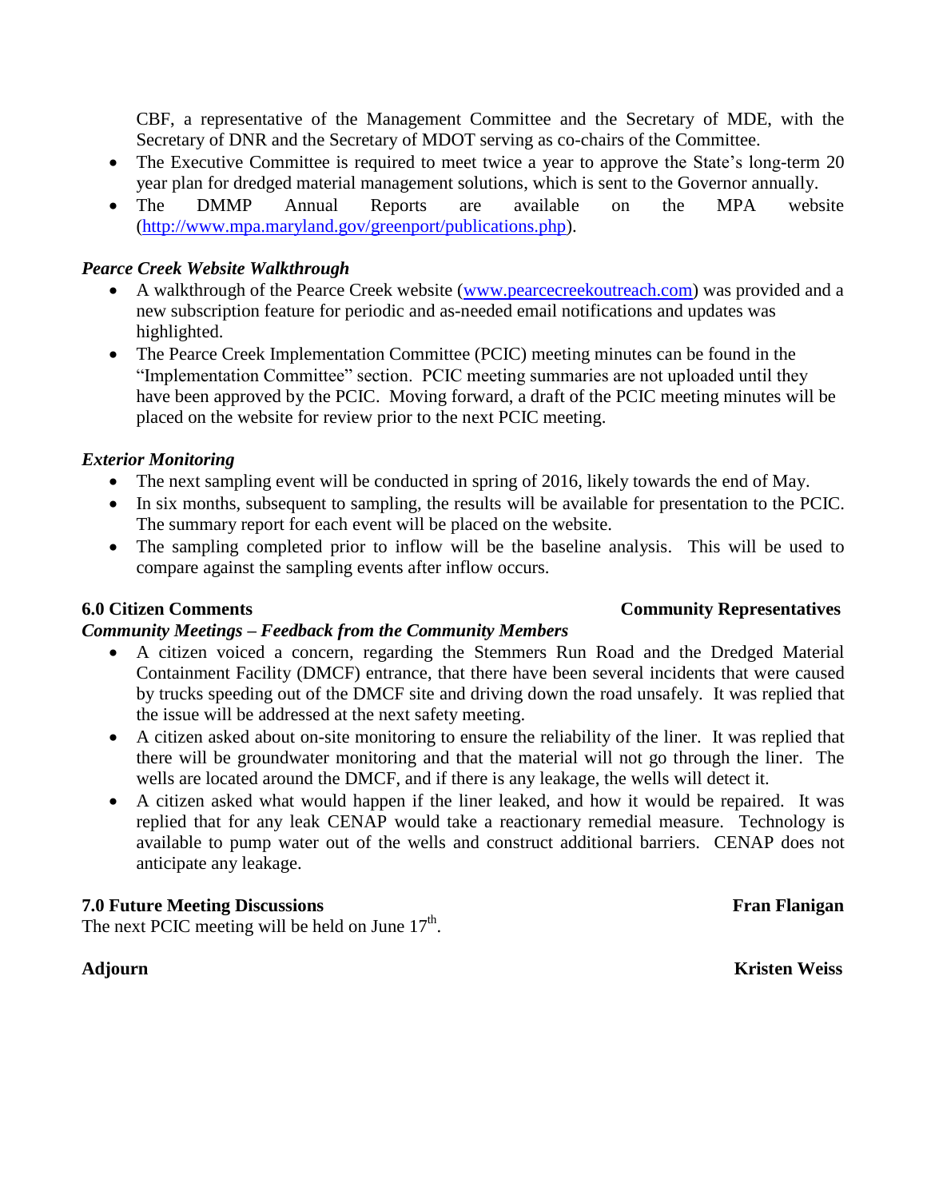CBF, a representative of the Management Committee and the Secretary of MDE, with the Secretary of DNR and the Secretary of MDOT serving as co-chairs of the Committee.

- The Executive Committee is required to meet twice a year to approve the State's long-term 20 year plan for dredged material management solutions, which is sent to the Governor annually.
- The DMMP Annual Reports are available on the MPA website (http://www.mpa.maryland.gov/greenport/publications.php).

***Pearce Creek Website Walkthrough***

- A walkthrough of the Pearce Creek website (www.pearcecreekoutreach.com) was provided and a new subscription feature for periodic and as-needed email notifications and updates was highlighted.
- The Pearce Creek Implementation Committee (PCIC) meeting minutes can be found in the "Implementation Committee" section. PCIC meeting summaries are not uploaded until they have been approved by the PCIC. Moving forward, a draft of the PCIC meeting minutes will be placed on the website for review prior to the next PCIC meeting.

***Exterior Monitoring***

- The next sampling event will be conducted in spring of 2016, likely towards the end of May.
- In six months, subsequent to sampling, the results will be available for presentation to the PCIC. The summary report for each event will be placed on the website.
- The sampling completed prior to inflow will be the baseline analysis. This will be used to compare against the sampling events after inflow occurs.

**6.0 Citizen Comments** **Community Representatives**

***Community Meetings – Feedback from the Community Members***

- A citizen voiced a concern, regarding the Stemmers Run Road and the Dredged Material Containment Facility (DMCF) entrance, that there have been several incidents that were caused by trucks speeding out of the DMCF site and driving down the road unsafely. It was replied that the issue will be addressed at the next safety meeting.
- A citizen asked about on-site monitoring to ensure the reliability of the liner. It was replied that there will be groundwater monitoring and that the material will not go through the liner. The wells are located around the DMCF, and if there is any leakage, the wells will detect it.
- A citizen asked what would happen if the liner leaked, and how it would be repaired. It was replied that for any leak CENAP would take a reactionary remedial measure. Technology is available to pump water out of the wells and construct additional barriers. CENAP does not anticipate any leakage.

**7.0 Future Meeting Discussions** **Fran Flanigan**

The next PCIC meeting will be held on June 17th.

**Adjourn** **Kristen Weiss**